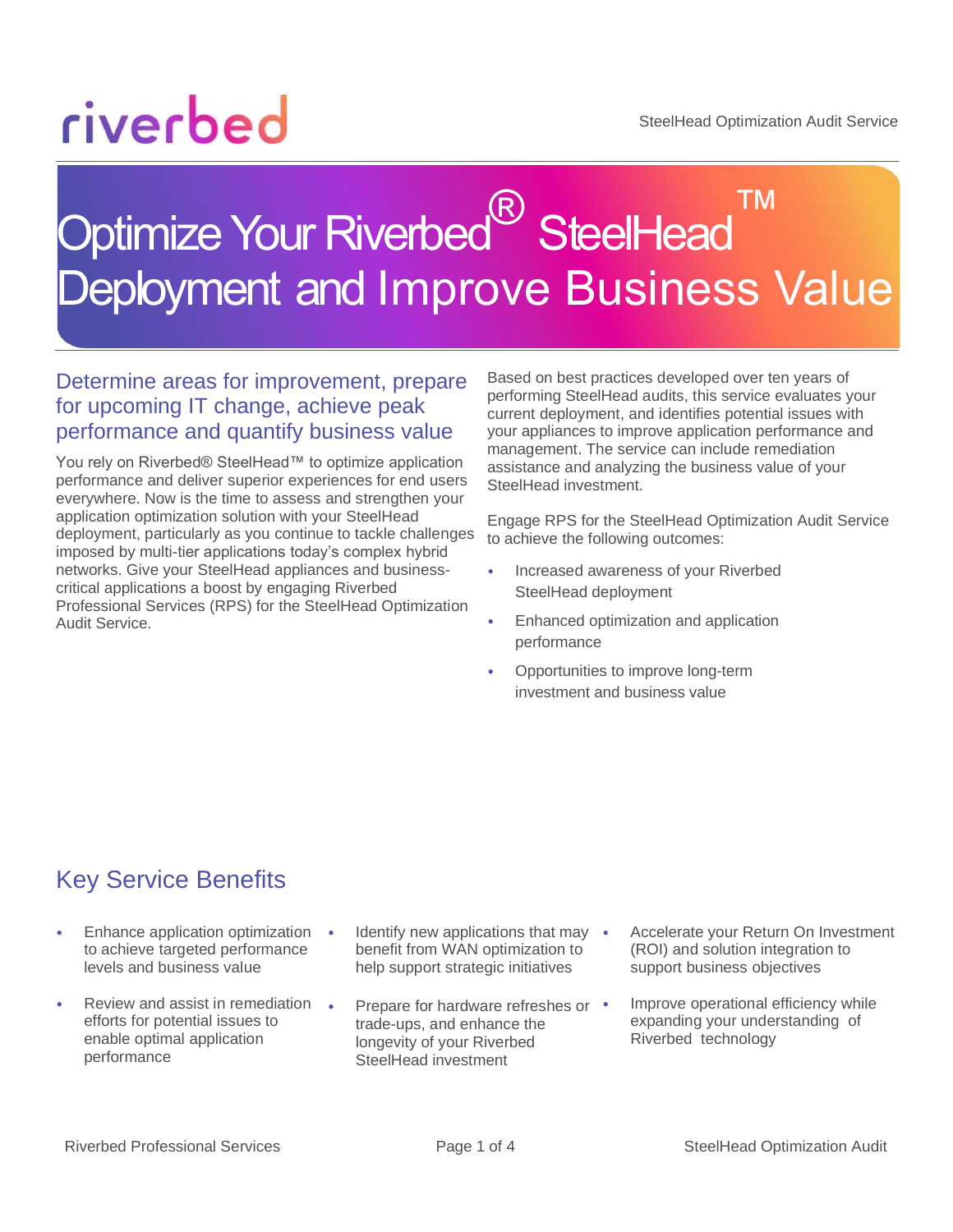# Optimize Your Riverbed® SteelHead™ Deployment and Improve Business Value

## Determine areas for improvement, prepare for upcoming IT change, achieve peak performance and quantify business value

You rely on Riverbed® SteelHead™ to optimize application performance and deliver superior experiences for end users everywhere. Now is the time to assess and strengthen your application optimization solution with your SteelHead deployment, particularly as you continue to tackle challenges imposed by multi-tier applications today's complex hybrid networks. Give your SteelHead appliances and business-critical applications a boost by engaging Riverbed Professional Services (RPS) for the SteelHead Optimization Audit Service.

Based on best practices developed over ten years of performing SteelHead audits, this service evaluates your current deployment, and identifies potential issues with your appliances to improve application performance and management. The service can include remediation assistance and analyzing the business value of your SteelHead investment.

Engage RPS for the SteelHead Optimization Audit Service to achieve the following outcomes:

- Increased awareness of your Riverbed SteelHead deployment
- Enhanced optimization and application performance
- Opportunities to improve long-term investment and business value

## Key Service Benefits

- Enhance application optimization to achieve targeted performance levels and business value
- Review and assist in remediation efforts for potential issues to enable optimal application performance
- Identify new applications that may benefit from WAN optimization to help support strategic initiatives
- Prepare for hardware refreshes or trade-ups, and enhance the longevity of your Riverbed SteelHead investment
- Accelerate your Return On Investment (ROI) and solution integration to support business objectives
- Improve operational efficiency while expanding your understanding of Riverbed technology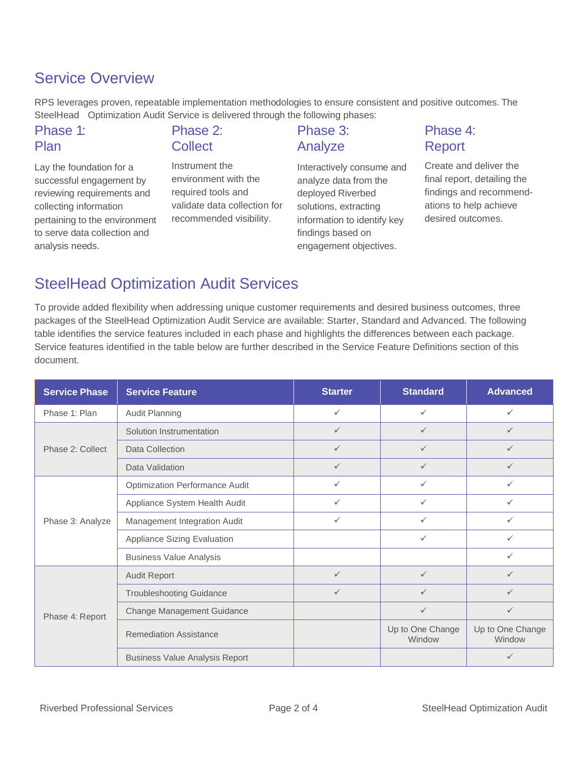## Service Overview

RPS leverages proven, repeatable implementation methodologies to ensure consistent and positive outcomes. The SteelHead Optimization Audit Service is delivered through the following phases:

### Phase 1: Plan

Lay the foundation for a successful engagement by reviewing requirements and collecting information pertaining to the environment to serve data collection and analysis needs.

### Phase 2: Collect

Instrument the environment with the required tools and validate data collection for recommended visibility.

### Phase 3: Analyze

Interactively consume and analyze data from the deployed Riverbed solutions, extracting information to identify key findings based on engagement objectives.

### Phase 4: Report

Create and deliver the final report, detailing the findings and recommend-ations to help achieve desired outcomes.

## SteelHead Optimization Audit Services

To provide added flexibility when addressing unique customer requirements and desired business outcomes, three packages of the SteelHead Optimization Audit Service are available: Starter, Standard and Advanced. The following table identifies the service features included in each phase and highlights the differences between each package. Service features identified in the table below are further described in the Service Feature Definitions section of this document.

| Service Phase | Service Feature | Starter | Standard | Advanced |
|---|---|---|---|---|
| Phase 1: Plan | Audit Planning | ✓ | ✓ | ✓ |
| Phase 2: Collect | Solution Instrumentation | ✓ | ✓ | ✓ |
| | Data Collection | ✓ | ✓ | ✓ |
| | Data Validation | ✓ | ✓ | ✓ |
| Phase 3: Analyze | Optimization Performance Audit | ✓ | ✓ | ✓ |
| | Appliance System Health Audit | ✓ | ✓ | ✓ |
| | Management Integration Audit | ✓ | ✓ | ✓ |
| | Appliance Sizing Evaluation | | ✓ | ✓ |
| | Business Value Analysis | | | ✓ |
| Phase 4: Report | Audit Report | ✓ | ✓ | ✓ |
| | Troubleshooting Guidance | ✓ | ✓ | ✓ |
| | Change Management Guidance | | ✓ | ✓ |
| | Remediation Assistance | | Up to One Change Window | Up to One Change Window |
| | Business Value Analysis Report | | | ✓ |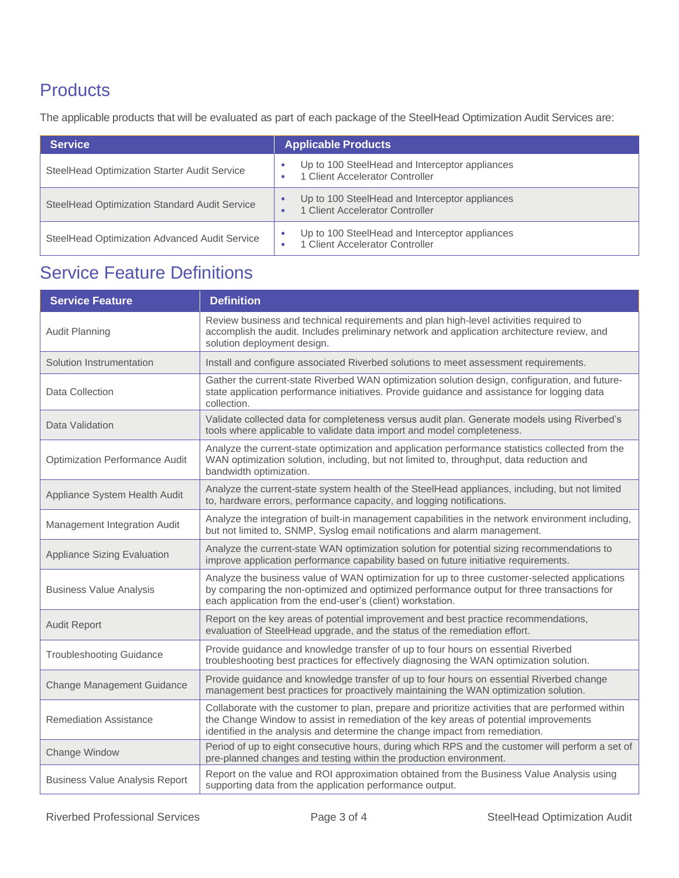## Products

The applicable products that will be evaluated as part of each package of the SteelHead Optimization Audit Services are:

| Service | Applicable Products |
|---|---|
| SteelHead Optimization Starter Audit Service | • Up to 100 SteelHead and Interceptor appliances<br>• 1 Client Accelerator Controller |
| SteelHead Optimization Standard Audit Service | • Up to 100 SteelHead and Interceptor appliances<br>• 1 Client Accelerator Controller |
| SteelHead Optimization Advanced Audit Service | • Up to 100 SteelHead and Interceptor appliances<br>• 1 Client Accelerator Controller |

## Service Feature Definitions

| Service Feature | Definition |
|---|---|
| Audit Planning | Review business and technical requirements and plan high-level activities required to accomplish the audit. Includes preliminary network and application architecture review, and solution deployment design. |
| Solution Instrumentation | Install and configure associated Riverbed solutions to meet assessment requirements. |
| Data Collection | Gather the current-state Riverbed WAN optimization solution design, configuration, and future-state application performance initiatives. Provide guidance and assistance for logging data collection. |
| Data Validation | Validate collected data for completeness versus audit plan. Generate models using Riverbed's tools where applicable to validate data import and model completeness. |
| Optimization Performance Audit | Analyze the current-state optimization and application performance statistics collected from the WAN optimization solution, including, but not limited to, throughput, data reduction and bandwidth optimization. |
| Appliance System Health Audit | Analyze the current-state system health of the SteelHead appliances, including, but not limited to, hardware errors, performance capacity, and logging notifications. |
| Management Integration Audit | Analyze the integration of built-in management capabilities in the network environment including, but not limited to, SNMP, Syslog email notifications and alarm management. |
| Appliance Sizing Evaluation | Analyze the current-state WAN optimization solution for potential sizing recommendations to improve application performance capability based on future initiative requirements. |
| Business Value Analysis | Analyze the business value of WAN optimization for up to three customer-selected applications by comparing the non-optimized and optimized performance output for three transactions for each application from the end-user's (client) workstation. |
| Audit Report | Report on the key areas of potential improvement and best practice recommendations, evaluation of SteelHead upgrade, and the status of the remediation effort. |
| Troubleshooting Guidance | Provide guidance and knowledge transfer of up to four hours on essential Riverbed troubleshooting best practices for effectively diagnosing the WAN optimization solution. |
| Change Management Guidance | Provide guidance and knowledge transfer of up to four hours on essential Riverbed change management best practices for proactively maintaining the WAN optimization solution. |
| Remediation Assistance | Collaborate with the customer to plan, prepare and prioritize activities that are performed within the Change Window to assist in remediation of the key areas of potential improvements identified in the analysis and determine the change impact from remediation. |
| Change Window | Period of up to eight consecutive hours, during which RPS and the customer will perform a set of pre-planned changes and testing within the production environment. |
| Business Value Analysis Report | Report on the value and ROI approximation obtained from the Business Value Analysis using supporting data from the application performance output. |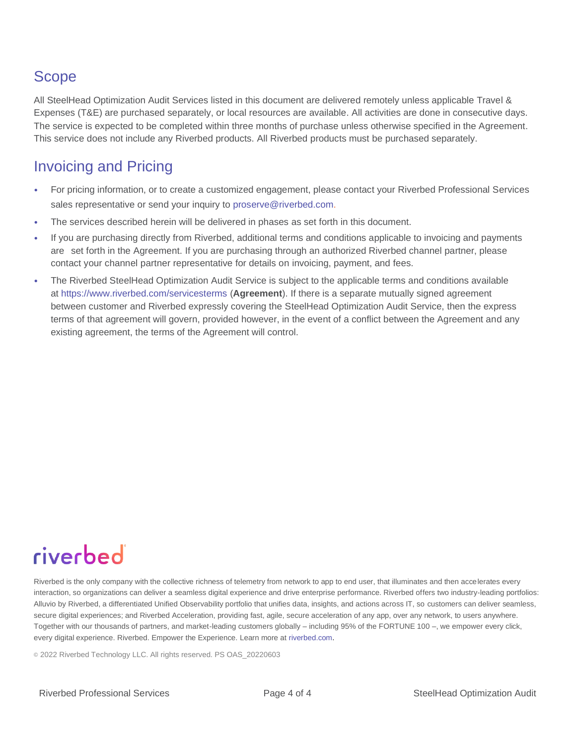## Scope

All SteelHead Optimization Audit Services listed in this document are delivered remotely unless applicable Travel & Expenses (T&E) are purchased separately, or local resources are available. All activities are done in consecutive days. The service is expected to be completed within three months of purchase unless otherwise specified in the Agreement. This service does not include any Riverbed products. All Riverbed products must be purchased separately.

## Invoicing and Pricing

- For pricing information, or to create a customized engagement, please contact your Riverbed Professional Services sales representative or send your inquiry to proserve@riverbed.com.
- The services described herein will be delivered in phases as set forth in this document.
- If you are purchasing directly from Riverbed, additional terms and conditions applicable to invoicing and payments are set forth in the Agreement. If you are purchasing through an authorized Riverbed channel partner, please contact your channel partner representative for details on invoicing, payment, and fees.
- The Riverbed SteelHead Optimization Audit Service is subject to the applicable terms and conditions available at https://www.riverbed.com/servicesterms (**Agreement**). If there is a separate mutually signed agreement between customer and Riverbed expressly covering the SteelHead Optimization Audit Service, then the express terms of that agreement will govern, provided however, in the event of a conflict between the Agreement and any existing agreement, the terms of the Agreement will control.

riverbed

Riverbed is the only company with the collective richness of telemetry from network to app to end user, that illuminates and then accelerates every interaction, so organizations can deliver a seamless digital experience and drive enterprise performance. Riverbed offers two industry-leading portfolios: Alluvio by Riverbed, a differentiated Unified Observability portfolio that unifies data, insights, and actions across IT, so customers can deliver seamless, secure digital experiences; and Riverbed Acceleration, providing fast, agile, secure acceleration of any app, over any network, to users anywhere. Together with our thousands of partners, and market-leading customers globally – including 95% of the FORTUNE 100 –, we empower every click, every digital experience. Riverbed. Empower the Experience. Learn more at riverbed.com.

© 2022 Riverbed Technology LLC. All rights reserved. PS OAS_20220603